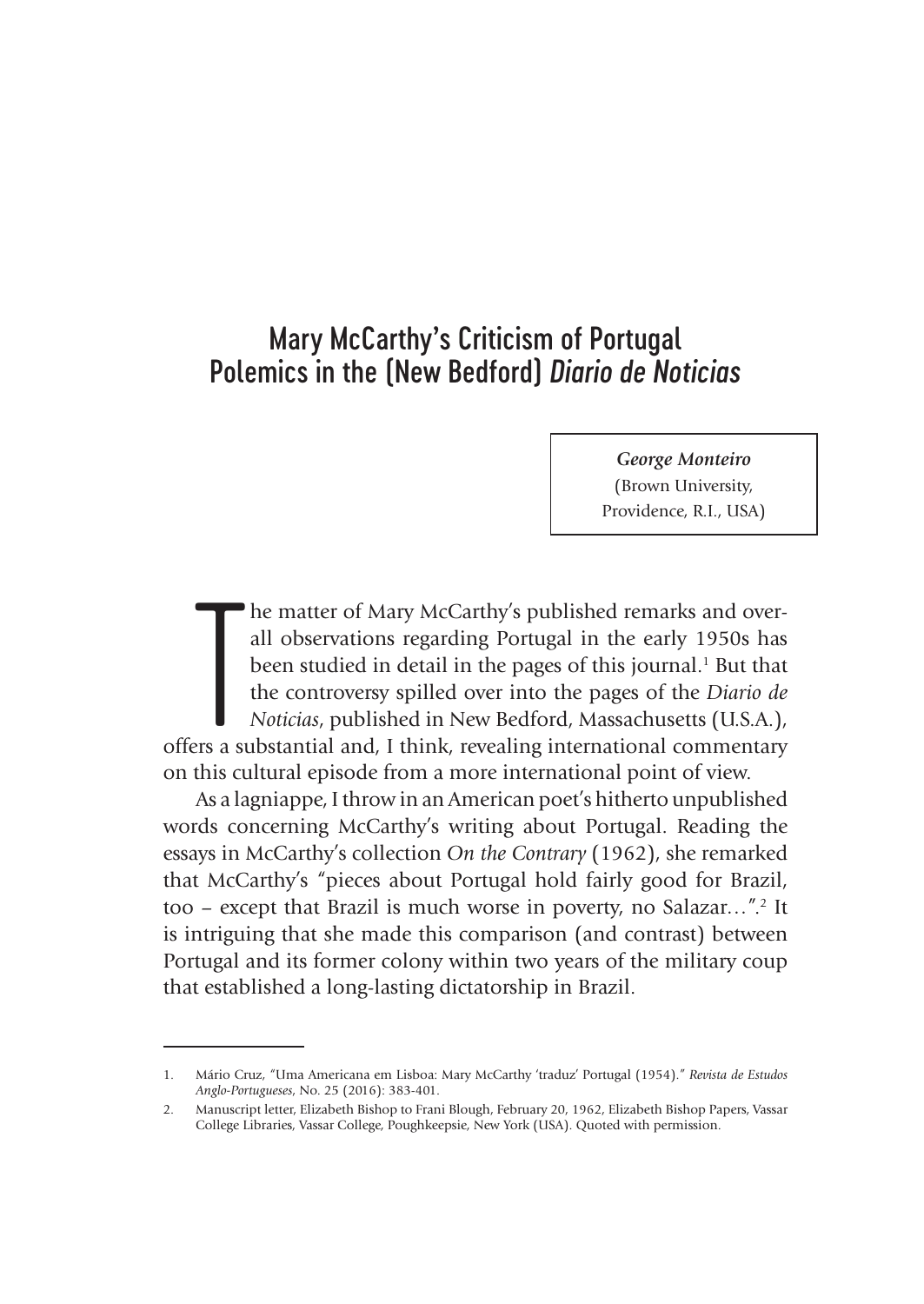# Mary McCarthy's Criticism of Portugal Polemics in the (New Bedford) *Diario de Noticias*

***George Monteiro***
(Brown University,
Providence, R.I., USA)

The matter of Mary McCarthy's published remarks and overall observations regarding Portugal in the early 1950s has been studied in detail in the pages of this journal.[1] But that the controversy spilled over into the pages of the *Diario de Noticias*, published in New Bedford, Massachusetts (U.S.A.), offers a substantial and, I think, revealing international commentary on this cultural episode from a more international point of view.

As a lagniappe, I throw in an American poet's hitherto unpublished words concerning McCarthy's writing about Portugal. Reading the essays in McCarthy's collection *On the Contrary* (1962), she remarked that McCarthy's "pieces about Portugal hold fairly good for Brazil, too – except that Brazil is much worse in poverty, no Salazar…".[2] It is intriguing that she made this comparison (and contrast) between Portugal and its former colony within two years of the military coup that established a long-lasting dictatorship in Brazil.

---

1. Mário Cruz, "Uma Americana em Lisboa: Mary McCarthy 'traduz' Portugal (1954)." *Revista de Estudos Anglo-Portugueses*, No. 25 (2016): 383-401.
2. Manuscript letter, Elizabeth Bishop to Frani Blough, February 20, 1962, Elizabeth Bishop Papers, Vassar College Libraries, Vassar College, Poughkeepsie, New York (USA). Quoted with permission.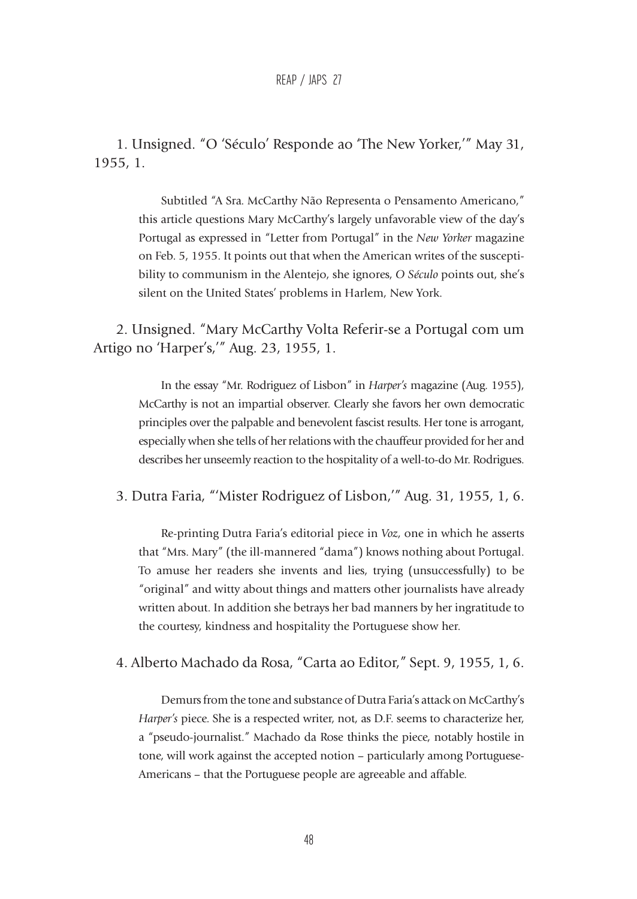1. Unsigned. "O 'Século' Responde ao 'The New Yorker,'" May 31, 1955, 1.

> Subtitled "A Sra. McCarthy Não Representa o Pensamento Americano," this article questions Mary McCarthy's largely unfavorable view of the day's Portugal as expressed in "Letter from Portugal" in the *New Yorker* magazine on Feb. 5, 1955. It points out that when the American writes of the susceptibility to communism in the Alentejo, she ignores, *O Século* points out, she's silent on the United States' problems in Harlem, New York.

2. Unsigned. "Mary McCarthy Volta Referir-se a Portugal com um Artigo no 'Harper's,'" Aug. 23, 1955, 1.

> In the essay "Mr. Rodriguez of Lisbon" in *Harper's* magazine (Aug. 1955), McCarthy is not an impartial observer. Clearly she favors her own democratic principles over the palpable and benevolent fascist results. Her tone is arrogant, especially when she tells of her relations with the chauffeur provided for her and describes her unseemly reaction to the hospitality of a well-to-do Mr. Rodrigues.

3. Dutra Faria, "'Mister Rodriguez of Lisbon,'" Aug. 31, 1955, 1, 6.

> Re-printing Dutra Faria's editorial piece in *Voz*, one in which he asserts that "Mrs. Mary" (the ill-mannered "dama") knows nothing about Portugal. To amuse her readers she invents and lies, trying (unsuccessfully) to be "original" and witty about things and matters other journalists have already written about. In addition she betrays her bad manners by her ingratitude to the courtesy, kindness and hospitality the Portuguese show her.

4. Alberto Machado da Rosa, "Carta ao Editor," Sept. 9, 1955, 1, 6.

> Demurs from the tone and substance of Dutra Faria's attack on McCarthy's *Harper's* piece. She is a respected writer, not, as D.F. seems to characterize her, a "pseudo-journalist." Machado da Rose thinks the piece, notably hostile in tone, will work against the accepted notion – particularly among Portuguese-Americans – that the Portuguese people are agreeable and affable.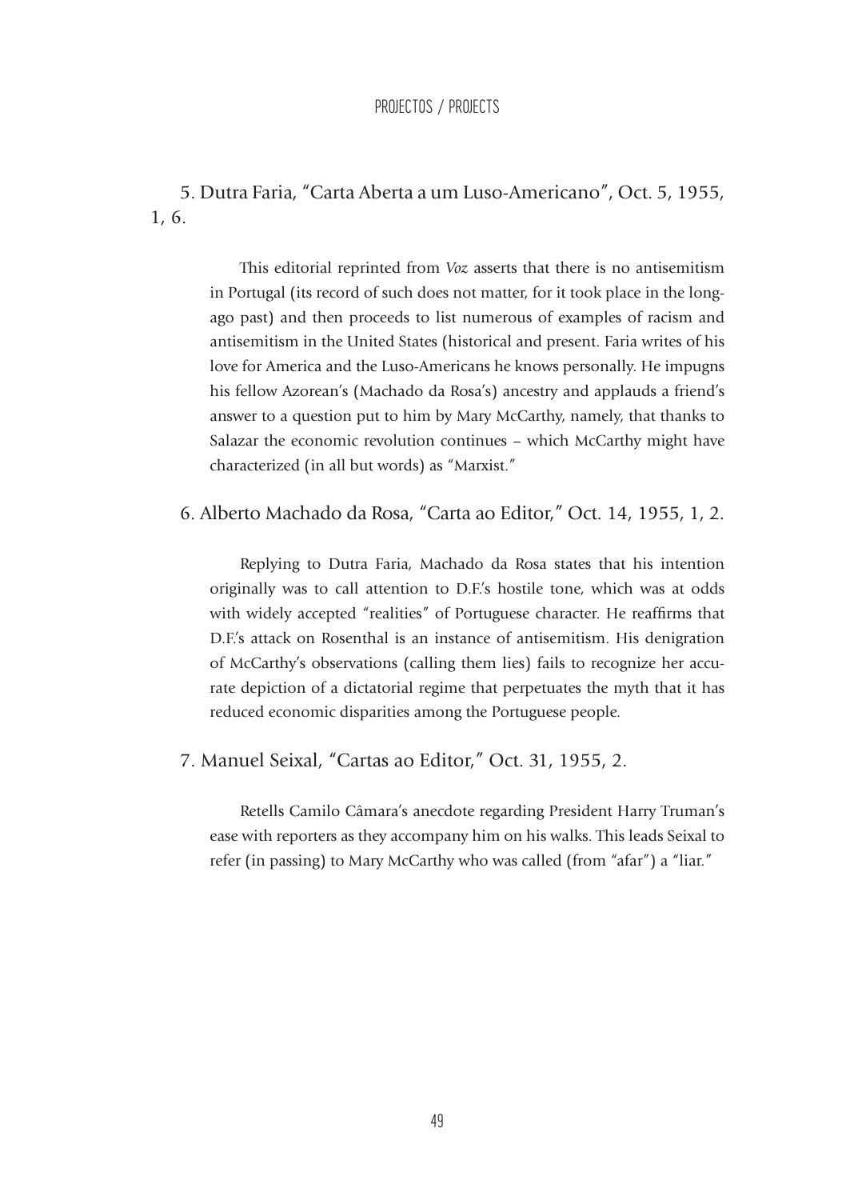5. Dutra Faria, "Carta Aberta a um Luso-Americano", Oct. 5, 1955, 1, 6.

This editorial reprinted from *Voz* asserts that there is no antisemitism in Portugal (its record of such does not matter, for it took place in the long-ago past) and then proceeds to list numerous of examples of racism and antisemitism in the United States (historical and present. Faria writes of his love for America and the Luso-Americans he knows personally. He impugns his fellow Azorean's (Machado da Rosa's) ancestry and applauds a friend's answer to a question put to him by Mary McCarthy, namely, that thanks to Salazar the economic revolution continues – which McCarthy might have characterized (in all but words) as "Marxist."

6. Alberto Machado da Rosa, "Carta ao Editor," Oct. 14, 1955, 1, 2.

Replying to Dutra Faria, Machado da Rosa states that his intention originally was to call attention to D.F.'s hostile tone, which was at odds with widely accepted "realities" of Portuguese character. He reaffirms that D.F.'s attack on Rosenthal is an instance of antisemitism. His denigration of McCarthy's observations (calling them lies) fails to recognize her accurate depiction of a dictatorial regime that perpetuates the myth that it has reduced economic disparities among the Portuguese people.

7. Manuel Seixal, "Cartas ao Editor," Oct. 31, 1955, 2.

Retells Camilo Câmara's anecdote regarding President Harry Truman's ease with reporters as they accompany him on his walks. This leads Seixal to refer (in passing) to Mary McCarthy who was called (from "afar") a "liar."